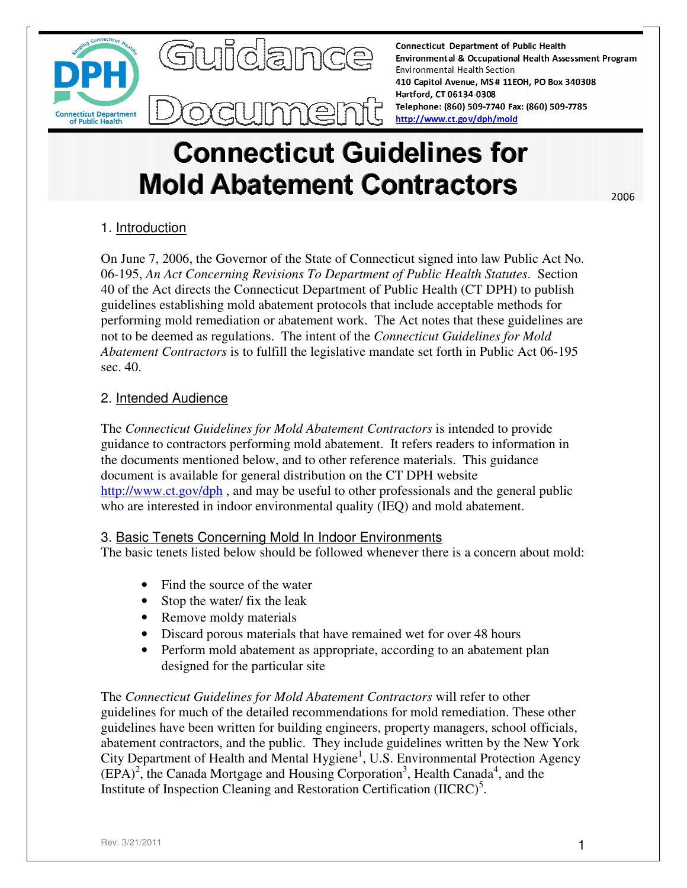Connecticut Department of Public Health
Environmental & Occupational Health Assessment Program
Environmental Health Section
410 Capitol Avenue, MS # 11EOH, PO Box 340308
Hartford, CT 06134-0308
Telephone: (860) 509-7740 Fax: (860) 509-7785
http://www.ct.gov/dph/mold

# Guidance Document

# Connecticut Guidelines for Mold Abatement Contractors

2006

## 1. Introduction

On June 7, 2006, the Governor of the State of Connecticut signed into law Public Act No. 06-195, *An Act Concerning Revisions To Department of Public Health Statutes*. Section 40 of the Act directs the Connecticut Department of Public Health (CT DPH) to publish guidelines establishing mold abatement protocols that include acceptable methods for performing mold remediation or abatement work. The Act notes that these guidelines are not to be deemed as regulations. The intent of the *Connecticut Guidelines for Mold Abatement Contractors* is to fulfill the legislative mandate set forth in Public Act 06-195 sec. 40.

## 2. Intended Audience

The *Connecticut Guidelines for Mold Abatement Contractors* is intended to provide guidance to contractors performing mold abatement. It refers readers to information in the documents mentioned below, and to other reference materials. This guidance document is available for general distribution on the CT DPH website http://www.ct.gov/dph , and may be useful to other professionals and the general public who are interested in indoor environmental quality (IEQ) and mold abatement.

## 3. Basic Tenets Concerning Mold In Indoor Environments

The basic tenets listed below should be followed whenever there is a concern about mold:

- Find the source of the water
- Stop the water/ fix the leak
- Remove moldy materials
- Discard porous materials that have remained wet for over 48 hours
- Perform mold abatement as appropriate, according to an abatement plan designed for the particular site

The *Connecticut Guidelines for Mold Abatement Contractors* will refer to other guidelines for much of the detailed recommendations for mold remediation. These other guidelines have been written for building engineers, property managers, school officials, abatement contractors, and the public. They include guidelines written by the New York City Department of Health and Mental Hygiene[1], U.S. Environmental Protection Agency (EPA)[2], the Canada Mortgage and Housing Corporation[3], Health Canada[4], and the Institute of Inspection Cleaning and Restoration Certification (IICRC)[5].

Rev. 3/21/2011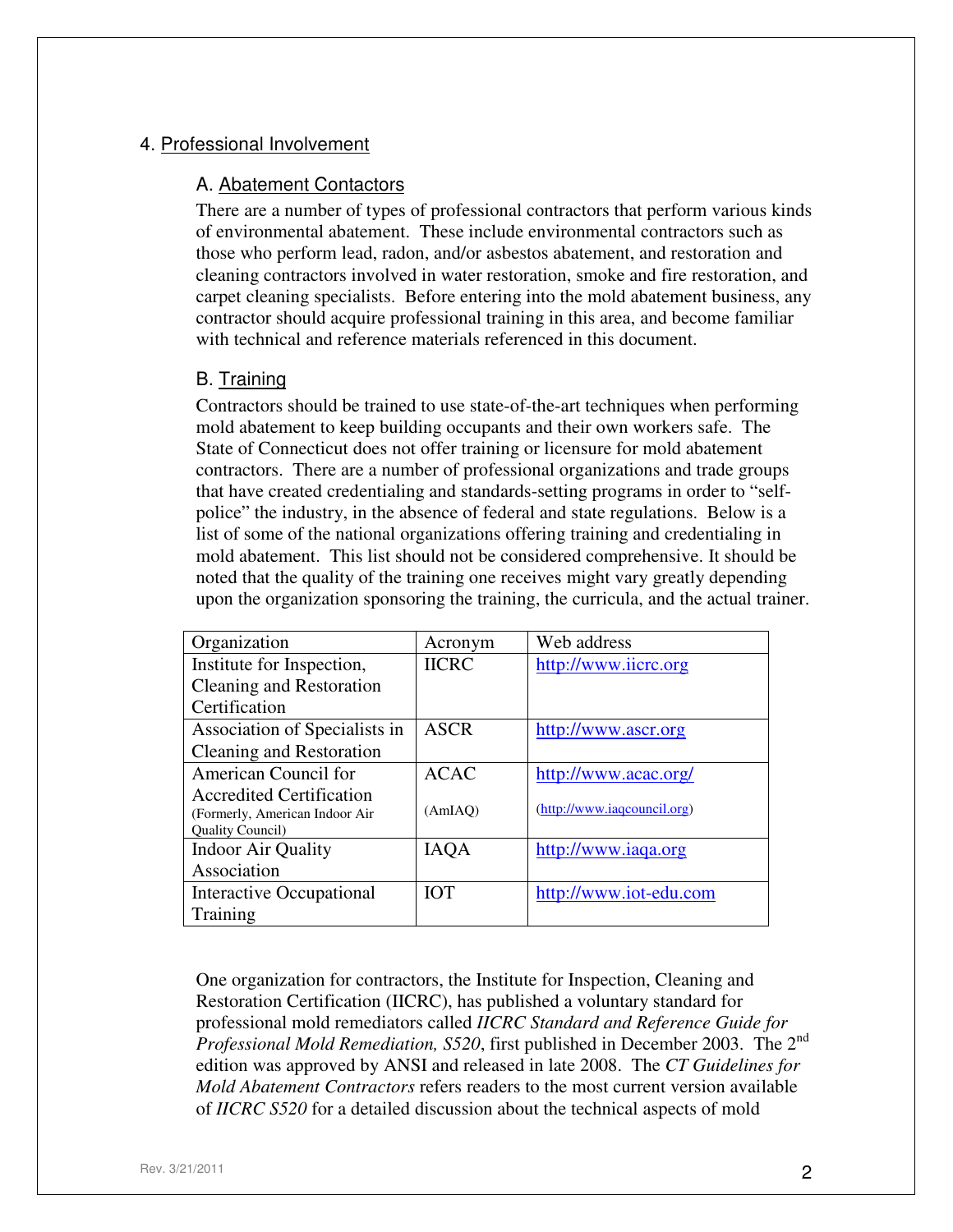## 4. Professional Involvement

### A. Abatement Contactors

There are a number of types of professional contractors that perform various kinds of environmental abatement. These include environmental contractors such as those who perform lead, radon, and/or asbestos abatement, and restoration and cleaning contractors involved in water restoration, smoke and fire restoration, and carpet cleaning specialists. Before entering into the mold abatement business, any contractor should acquire professional training in this area, and become familiar with technical and reference materials referenced in this document.

### B. Training

Contractors should be trained to use state-of-the-art techniques when performing mold abatement to keep building occupants and their own workers safe. The State of Connecticut does not offer training or licensure for mold abatement contractors. There are a number of professional organizations and trade groups that have created credentialing and standards-setting programs in order to "self-police" the industry, in the absence of federal and state regulations. Below is a list of some of the national organizations offering training and credentialing in mold abatement. This list should not be considered comprehensive. It should be noted that the quality of the training one receives might vary greatly depending upon the organization sponsoring the training, the curricula, and the actual trainer.

| Organization | Acronym | Web address |
|---|---|---|
| Institute for Inspection, Cleaning and Restoration Certification | IICRC | http://www.iicrc.org |
| Association of Specialists in Cleaning and Restoration | ASCR | http://www.ascr.org |
| American Council for Accredited Certification (Formerly, American Indoor Air Quality Council) | ACAC (AmIAQ) | http://www.acac.org/ (http://www.iaqcouncil.org) |
| Indoor Air Quality Association | IAQA | http://www.iaqa.org |
| Interactive Occupational Training | IOT | http://www.iot-edu.com |

One organization for contractors, the Institute for Inspection, Cleaning and Restoration Certification (IICRC), has published a voluntary standard for professional mold remediators called *IICRC Standard and Reference Guide for Professional Mold Remediation, S520*, first published in December 2003. The 2nd edition was approved by ANSI and released in late 2008. The *CT Guidelines for Mold Abatement Contractors* refers readers to the most current version available of *IICRC S520* for a detailed discussion about the technical aspects of mold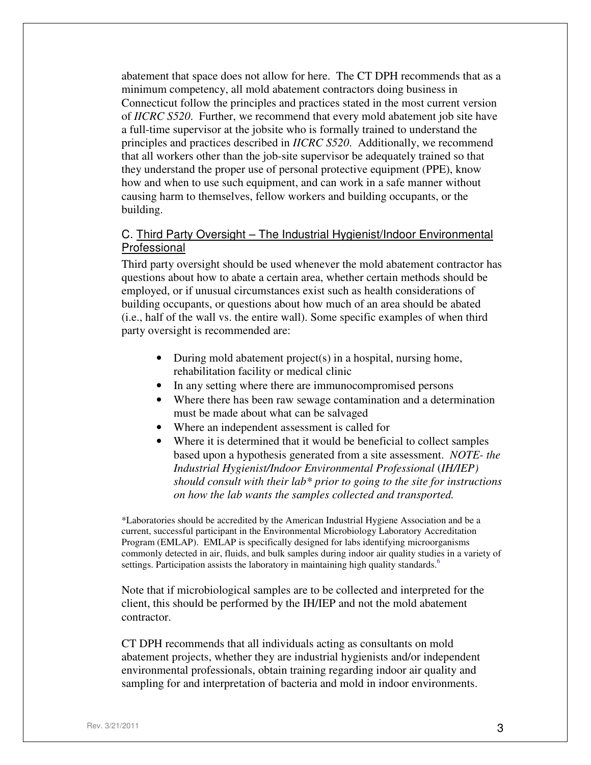abatement that space does not allow for here. The CT DPH recommends that as a minimum competency, all mold abatement contractors doing business in Connecticut follow the principles and practices stated in the most current version of *IICRC S520*. Further, we recommend that every mold abatement job site have a full-time supervisor at the jobsite who is formally trained to understand the principles and practices described in *IICRC S520*. Additionally, we recommend that all workers other than the job-site supervisor be adequately trained so that they understand the proper use of personal protective equipment (PPE), know how and when to use such equipment, and can work in a safe manner without causing harm to themselves, fellow workers and building occupants, or the building.

### C. Third Party Oversight – The Industrial Hygienist/Indoor Environmental Professional

Third party oversight should be used whenever the mold abatement contractor has questions about how to abate a certain area, whether certain methods should be employed, or if unusual circumstances exist such as health considerations of building occupants, or questions about how much of an area should be abated (i.e., half of the wall vs. the entire wall). Some specific examples of when third party oversight is recommended are:

- During mold abatement project(s) in a hospital, nursing home, rehabilitation facility or medical clinic
- In any setting where there are immunocompromised persons
- Where there has been raw sewage contamination and a determination must be made about what can be salvaged
- Where an independent assessment is called for
- Where it is determined that it would be beneficial to collect samples based upon a hypothesis generated from a site assessment. *NOTE- the Industrial Hygienist/Indoor Environmental Professional (IH/IEP) should consult with their lab* prior to going to the site for instructions on how the lab wants the samples collected and transported.*

*Laboratories should be accredited by the American Industrial Hygiene Association and be a current, successful participant in the Environmental Microbiology Laboratory Accreditation Program (EMLAP). EMLAP is specifically designed for labs identifying microorganisms commonly detected in air, fluids, and bulk samples during indoor air quality studies in a variety of settings. Participation assists the laboratory in maintaining high quality standards.[6]

Note that if microbiological samples are to be collected and interpreted for the client, this should be performed by the IH/IEP and not the mold abatement contractor.

CT DPH recommends that all individuals acting as consultants on mold abatement projects, whether they are industrial hygienists and/or independent environmental professionals, obtain training regarding indoor air quality and sampling for and interpretation of bacteria and mold in indoor environments.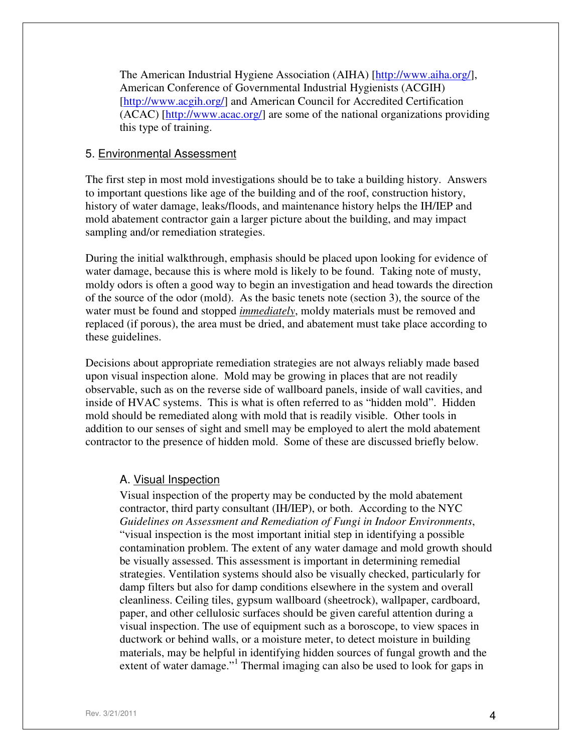The American Industrial Hygiene Association (AIHA) [http://www.aiha.org/], American Conference of Governmental Industrial Hygienists (ACGIH) [http://www.acgih.org/] and American Council for Accredited Certification (ACAC) [http://www.acac.org/] are some of the national organizations providing this type of training.

## 5. Environmental Assessment

The first step in most mold investigations should be to take a building history. Answers to important questions like age of the building and of the roof, construction history, history of water damage, leaks/floods, and maintenance history helps the IH/IEP and mold abatement contractor gain a larger picture about the building, and may impact sampling and/or remediation strategies.

During the initial walkthrough, emphasis should be placed upon looking for evidence of water damage, because this is where mold is likely to be found. Taking note of musty, moldy odors is often a good way to begin an investigation and head towards the direction of the source of the odor (mold). As the basic tenets note (section 3), the source of the water must be found and stopped *immediately*, moldy materials must be removed and replaced (if porous), the area must be dried, and abatement must take place according to these guidelines.

Decisions about appropriate remediation strategies are not always reliably made based upon visual inspection alone. Mold may be growing in places that are not readily observable, such as on the reverse side of wallboard panels, inside of wall cavities, and inside of HVAC systems. This is what is often referred to as "hidden mold". Hidden mold should be remediated along with mold that is readily visible. Other tools in addition to our senses of sight and smell may be employed to alert the mold abatement contractor to the presence of hidden mold. Some of these are discussed briefly below.

### A. Visual Inspection

Visual inspection of the property may be conducted by the mold abatement contractor, third party consultant (IH/IEP), or both. According to the NYC *Guidelines on Assessment and Remediation of Fungi in Indoor Environments*, "visual inspection is the most important initial step in identifying a possible contamination problem. The extent of any water damage and mold growth should be visually assessed. This assessment is important in determining remedial strategies. Ventilation systems should also be visually checked, particularly for damp filters but also for damp conditions elsewhere in the system and overall cleanliness. Ceiling tiles, gypsum wallboard (sheetrock), wallpaper, cardboard, paper, and other cellulosic surfaces should be given careful attention during a visual inspection. The use of equipment such as a boroscope, to view spaces in ductwork or behind walls, or a moisture meter, to detect moisture in building materials, may be helpful in identifying hidden sources of fungal growth and the extent of water damage."[1] Thermal imaging can also be used to look for gaps in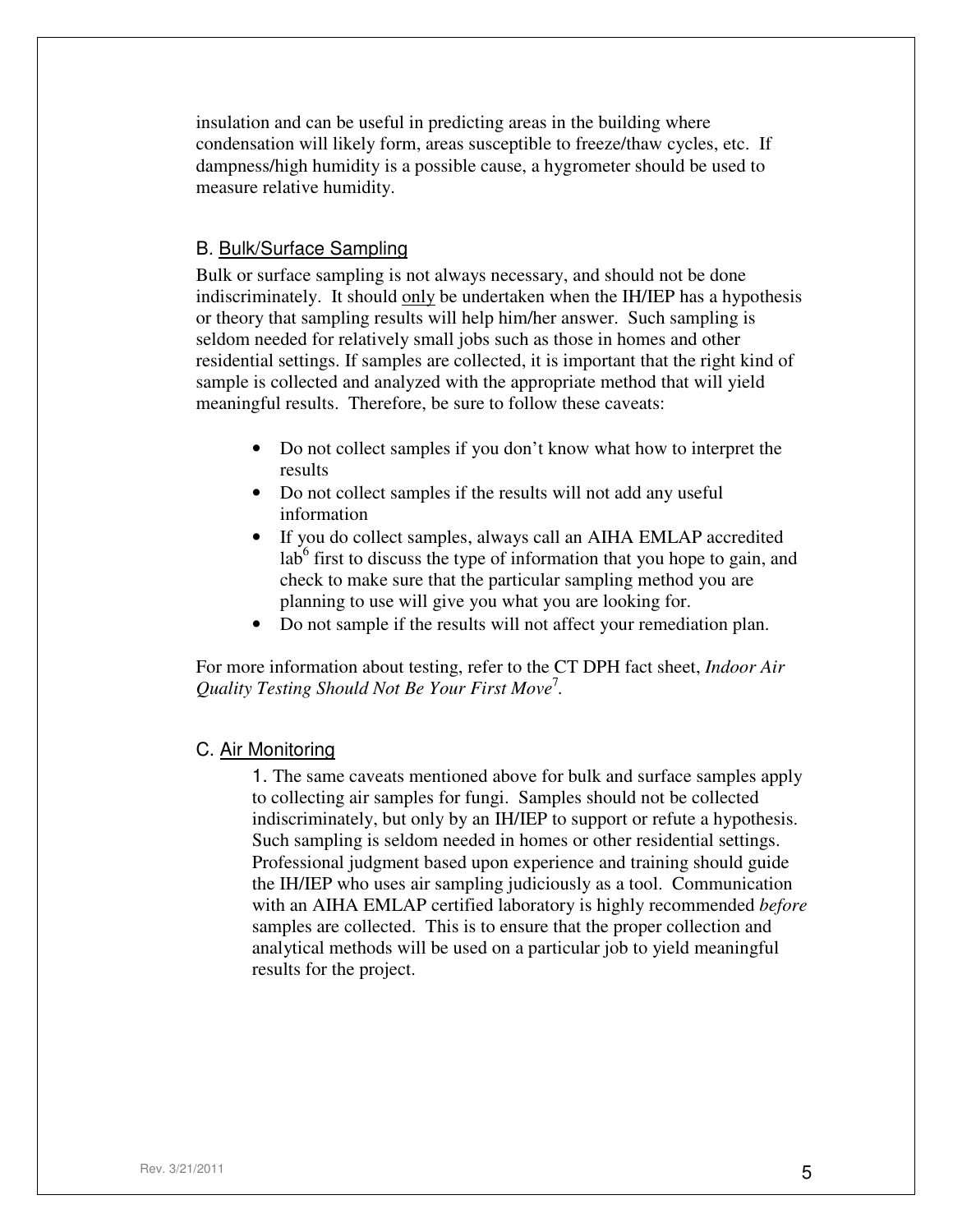insulation and can be useful in predicting areas in the building where condensation will likely form, areas susceptible to freeze/thaw cycles, etc. If dampness/high humidity is a possible cause, a hygrometer should be used to measure relative humidity.

### B. Bulk/Surface Sampling

Bulk or surface sampling is not always necessary, and should not be done indiscriminately. It should only be undertaken when the IH/IEP has a hypothesis or theory that sampling results will help him/her answer. Such sampling is seldom needed for relatively small jobs such as those in homes and other residential settings. If samples are collected, it is important that the right kind of sample is collected and analyzed with the appropriate method that will yield meaningful results. Therefore, be sure to follow these caveats:

- Do not collect samples if you don't know what how to interpret the results
- Do not collect samples if the results will not add any useful information
- If you do collect samples, always call an AIHA EMLAP accredited lab[6] first to discuss the type of information that you hope to gain, and check to make sure that the particular sampling method you are planning to use will give you what you are looking for.
- Do not sample if the results will not affect your remediation plan.

For more information about testing, refer to the CT DPH fact sheet, *Indoor Air Quality Testing Should Not Be Your First Move*[7].

### C. Air Monitoring

1. The same caveats mentioned above for bulk and surface samples apply to collecting air samples for fungi. Samples should not be collected indiscriminately, but only by an IH/IEP to support or refute a hypothesis. Such sampling is seldom needed in homes or other residential settings. Professional judgment based upon experience and training should guide the IH/IEP who uses air sampling judiciously as a tool. Communication with an AIHA EMLAP certified laboratory is highly recommended *before* samples are collected. This is to ensure that the proper collection and analytical methods will be used on a particular job to yield meaningful results for the project.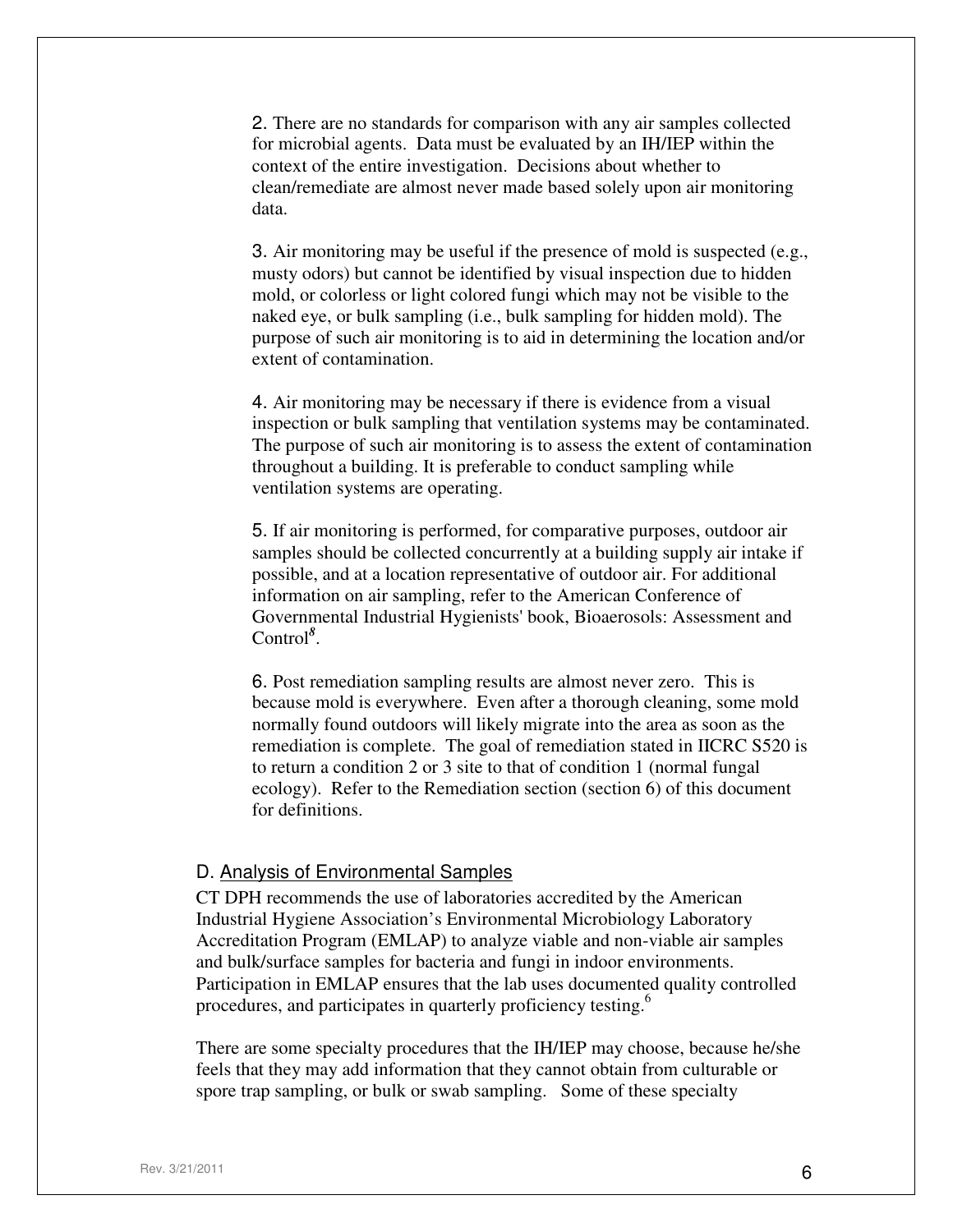2. There are no standards for comparison with any air samples collected for microbial agents. Data must be evaluated by an IH/IEP within the context of the entire investigation. Decisions about whether to clean/remediate are almost never made based solely upon air monitoring data.

3. Air monitoring may be useful if the presence of mold is suspected (e.g., musty odors) but cannot be identified by visual inspection due to hidden mold, or colorless or light colored fungi which may not be visible to the naked eye, or bulk sampling (i.e., bulk sampling for hidden mold). The purpose of such air monitoring is to aid in determining the location and/or extent of contamination.

4. Air monitoring may be necessary if there is evidence from a visual inspection or bulk sampling that ventilation systems may be contaminated. The purpose of such air monitoring is to assess the extent of contamination throughout a building. It is preferable to conduct sampling while ventilation systems are operating.

5. If air monitoring is performed, for comparative purposes, outdoor air samples should be collected concurrently at a building supply air intake if possible, and at a location representative of outdoor air. For additional information on air sampling, refer to the American Conference of Governmental Industrial Hygienists' book, Bioaerosols: Assessment and Control[8].

6. Post remediation sampling results are almost never zero. This is because mold is everywhere. Even after a thorough cleaning, some mold normally found outdoors will likely migrate into the area as soon as the remediation is complete. The goal of remediation stated in IICRC S520 is to return a condition 2 or 3 site to that of condition 1 (normal fungal ecology). Refer to the Remediation section (section 6) of this document for definitions.

D. Analysis of Environmental Samples

CT DPH recommends the use of laboratories accredited by the American Industrial Hygiene Association's Environmental Microbiology Laboratory Accreditation Program (EMLAP) to analyze viable and non-viable air samples and bulk/surface samples for bacteria and fungi in indoor environments. Participation in EMLAP ensures that the lab uses documented quality controlled procedures, and participates in quarterly proficiency testing.[6]

There are some specialty procedures that the IH/IEP may choose, because he/she feels that they may add information that they cannot obtain from culturable or spore trap sampling, or bulk or swab sampling. Some of these specialty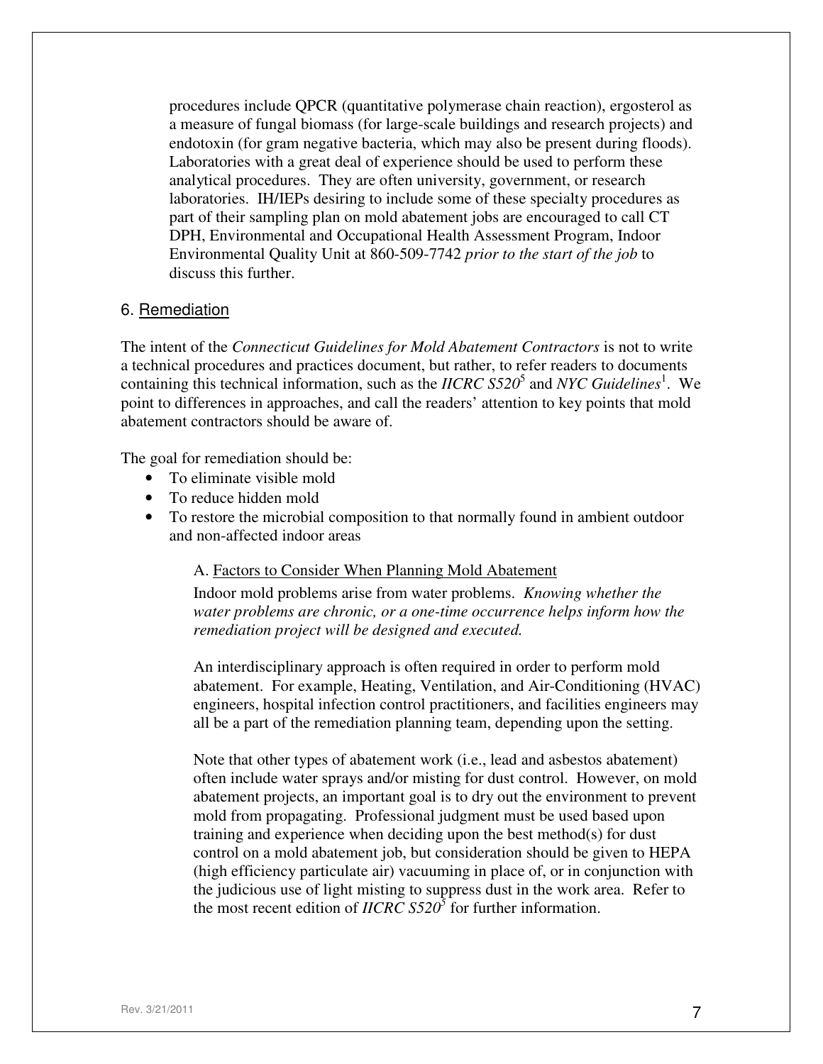procedures include QPCR (quantitative polymerase chain reaction), ergosterol as a measure of fungal biomass (for large-scale buildings and research projects) and endotoxin (for gram negative bacteria, which may also be present during floods). Laboratories with a great deal of experience should be used to perform these analytical procedures. They are often university, government, or research laboratories. IH/IEPs desiring to include some of these specialty procedures as part of their sampling plan on mold abatement jobs are encouraged to call CT DPH, Environmental and Occupational Health Assessment Program, Indoor Environmental Quality Unit at 860-509-7742 *prior to the start of the job* to discuss this further.

## 6. Remediation

The intent of the *Connecticut Guidelines for Mold Abatement Contractors* is not to write a technical procedures and practices document, but rather, to refer readers to documents containing this technical information, such as the *IICRC S520*[5] and *NYC Guidelines*[1]. We point to differences in approaches, and call the readers' attention to key points that mold abatement contractors should be aware of.

The goal for remediation should be:

- To eliminate visible mold
- To reduce hidden mold
- To restore the microbial composition to that normally found in ambient outdoor and non-affected indoor areas

### A. Factors to Consider When Planning Mold Abatement

Indoor mold problems arise from water problems. *Knowing whether the water problems are chronic, or a one-time occurrence helps inform how the remediation project will be designed and executed.*

An interdisciplinary approach is often required in order to perform mold abatement. For example, Heating, Ventilation, and Air-Conditioning (HVAC) engineers, hospital infection control practitioners, and facilities engineers may all be a part of the remediation planning team, depending upon the setting.

Note that other types of abatement work (i.e., lead and asbestos abatement) often include water sprays and/or misting for dust control. However, on mold abatement projects, an important goal is to dry out the environment to prevent mold from propagating. Professional judgment must be used based upon training and experience when deciding upon the best method(s) for dust control on a mold abatement job, but consideration should be given to HEPA (high efficiency particulate air) vacuuming in place of, or in conjunction with the judicious use of light misting to suppress dust in the work area. Refer to the most recent edition of *IICRC S520*[5] for further information.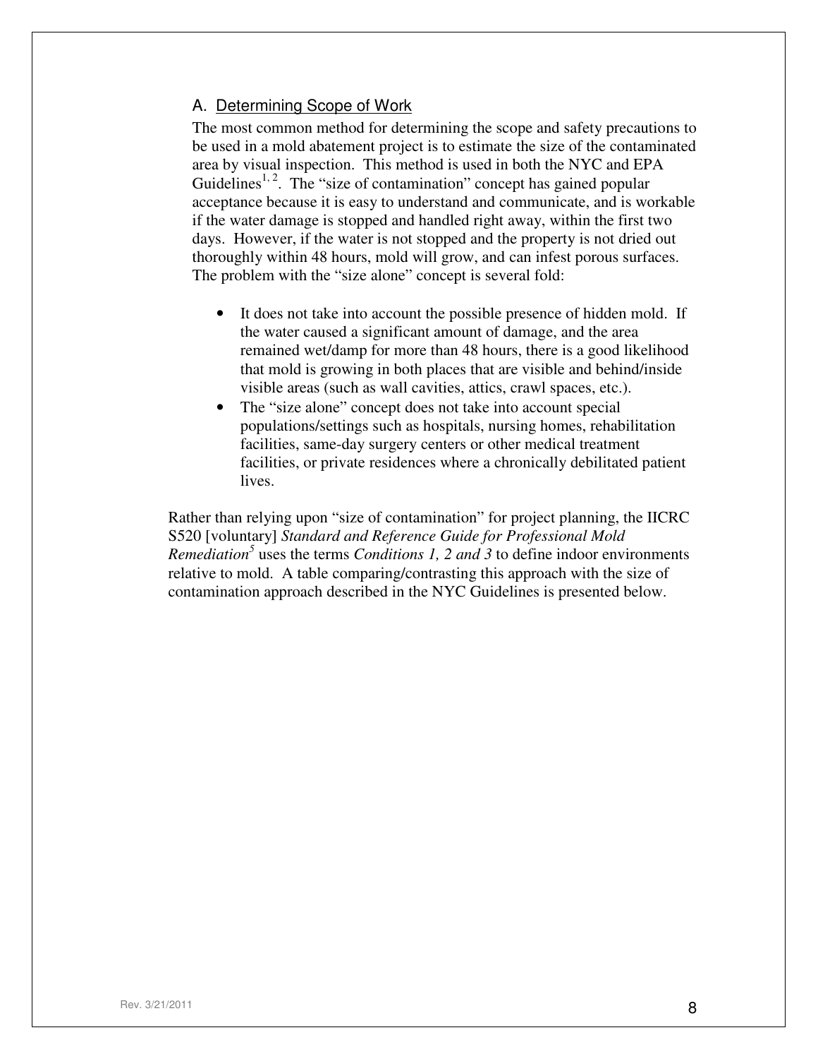### A. Determining Scope of Work

The most common method for determining the scope and safety precautions to be used in a mold abatement project is to estimate the size of the contaminated area by visual inspection. This method is used in both the NYC and EPA Guidelines[1, 2]. The "size of contamination" concept has gained popular acceptance because it is easy to understand and communicate, and is workable if the water damage is stopped and handled right away, within the first two days. However, if the water is not stopped and the property is not dried out thoroughly within 48 hours, mold will grow, and can infest porous surfaces. The problem with the "size alone" concept is several fold:

- It does not take into account the possible presence of hidden mold. If the water caused a significant amount of damage, and the area remained wet/damp for more than 48 hours, there is a good likelihood that mold is growing in both places that are visible and behind/inside visible areas (such as wall cavities, attics, crawl spaces, etc.).
- The "size alone" concept does not take into account special populations/settings such as hospitals, nursing homes, rehabilitation facilities, same-day surgery centers or other medical treatment facilities, or private residences where a chronically debilitated patient lives.

Rather than relying upon "size of contamination" for project planning, the IICRC S520 [voluntary] *Standard and Reference Guide for Professional Mold Remediation*[5] uses the terms *Conditions 1, 2 and 3* to define indoor environments relative to mold. A table comparing/contrasting this approach with the size of contamination approach described in the NYC Guidelines is presented below.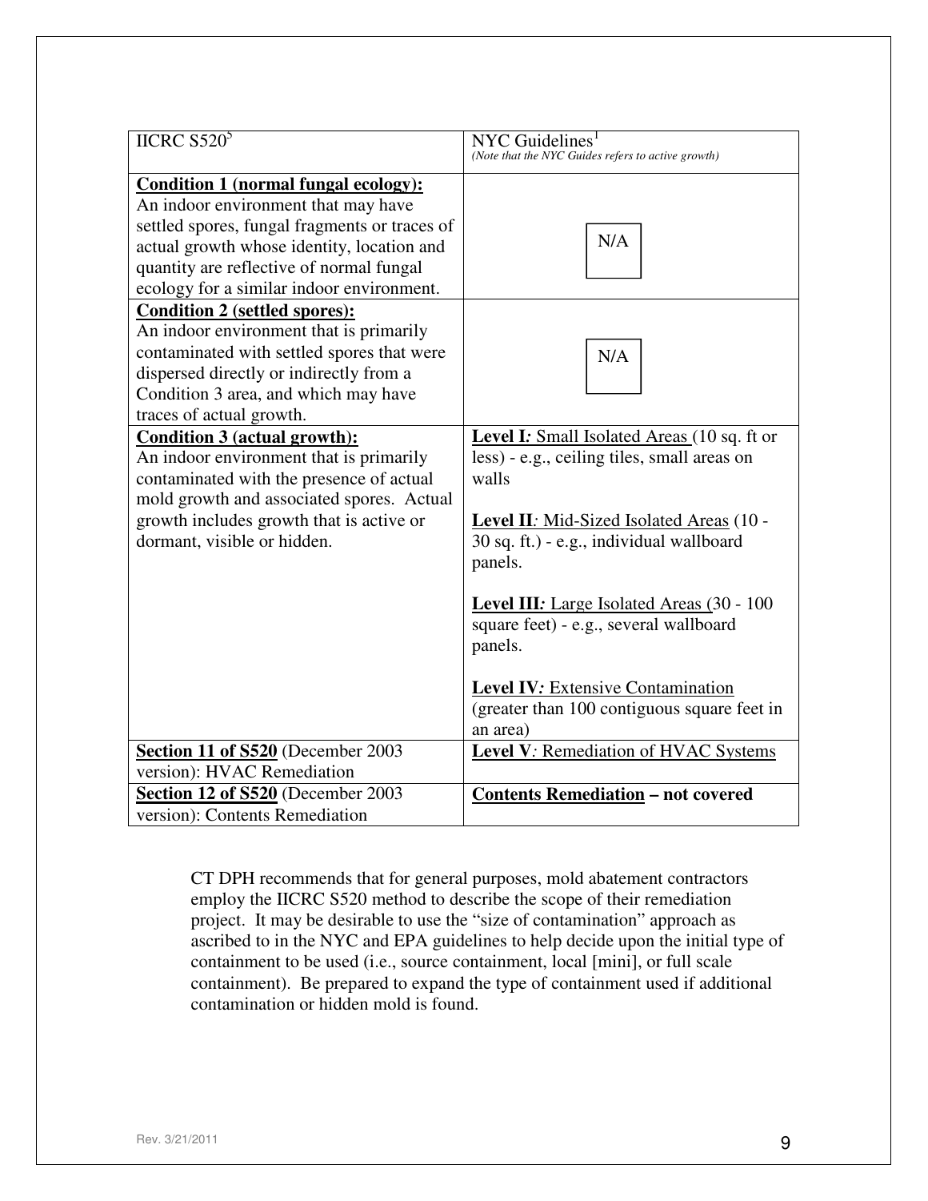| IICRC S520[5] | NYC Guidelines[1] *(Note that the NYC Guides refers to active growth)* |
|---|---|
| **Condition 1 (normal fungal ecology):** An indoor environment that may have settled spores, fungal fragments or traces of actual growth whose identity, location and quantity are reflective of normal fungal ecology for a similar indoor environment. | N/A |
| **Condition 2 (settled spores):** An indoor environment that is primarily contaminated with settled spores that were dispersed directly or indirectly from a Condition 3 area, and which may have traces of actual growth. | N/A |
| **Condition 3 (actual growth):** An indoor environment that is primarily contaminated with the presence of actual mold growth and associated spores. Actual growth includes growth that is active or dormant, visible or hidden. | **Level I***:* Small Isolated Areas (10 sq. ft or less) - e.g., ceiling tiles, small areas on walls<br><br>**Level II***:* Mid-Sized Isolated Areas (10 - 30 sq. ft.) - e.g., individual wallboard panels.<br><br>**Level III***:* Large Isolated Areas (30 - 100 square feet) - e.g., several wallboard panels.<br><br>**Level IV***:* Extensive Contamination (greater than 100 contiguous square feet in an area) |
| **Section 11 of S520** (December 2003 version): HVAC Remediation | **Level V***:* Remediation of HVAC Systems |
| **Section 12 of S520** (December 2003 version): Contents Remediation | **Contents Remediation – not covered** |

CT DPH recommends that for general purposes, mold abatement contractors employ the IICRC S520 method to describe the scope of their remediation project. It may be desirable to use the "size of contamination" approach as ascribed to in the NYC and EPA guidelines to help decide upon the initial type of containment to be used (i.e., source containment, local [mini], or full scale containment). Be prepared to expand the type of containment used if additional contamination or hidden mold is found.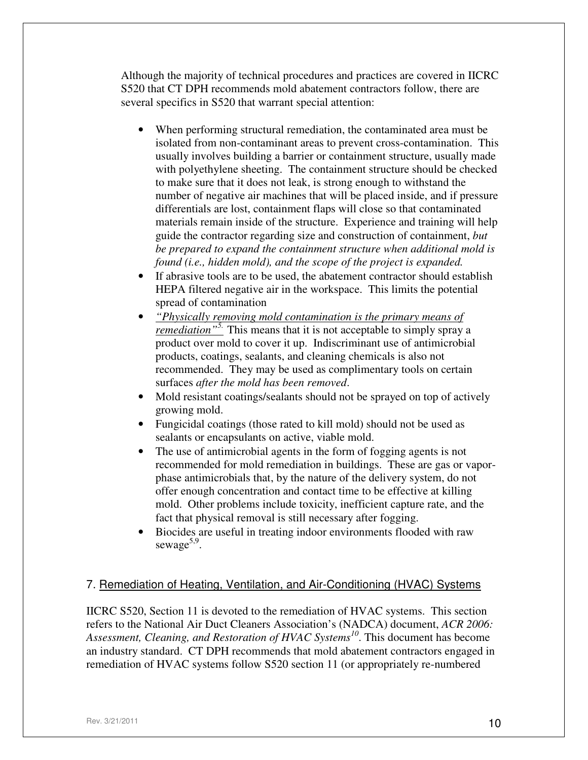Although the majority of technical procedures and practices are covered in IICRC S520 that CT DPH recommends mold abatement contractors follow, there are several specifics in S520 that warrant special attention:

- When performing structural remediation, the contaminated area must be isolated from non-contaminant areas to prevent cross-contamination. This usually involves building a barrier or containment structure, usually made with polyethylene sheeting. The containment structure should be checked to make sure that it does not leak, is strong enough to withstand the number of negative air machines that will be placed inside, and if pressure differentials are lost, containment flaps will close so that contaminated materials remain inside of the structure. Experience and training will help guide the contractor regarding size and construction of containment, *but be prepared to expand the containment structure when additional mold is found (i.e., hidden mold), and the scope of the project is expanded.*
- If abrasive tools are to be used, the abatement contractor should establish HEPA filtered negative air in the workspace. This limits the potential spread of contamination
- <u>*"Physically removing mold contamination is the primary means of remediation"*</u>[5]. This means that it is not acceptable to simply spray a product over mold to cover it up. Indiscriminant use of antimicrobial products, coatings, sealants, and cleaning chemicals is also not recommended. They may be used as complimentary tools on certain surfaces *after the mold has been removed*.
- Mold resistant coatings/sealants should not be sprayed on top of actively growing mold.
- Fungicidal coatings (those rated to kill mold) should not be used as sealants or encapsulants on active, viable mold.
- The use of antimicrobial agents in the form of fogging agents is not recommended for mold remediation in buildings. These are gas or vapor-phase antimicrobials that, by the nature of the delivery system, do not offer enough concentration and contact time to be effective at killing mold. Other problems include toxicity, inefficient capture rate, and the fact that physical removal is still necessary after fogging.
- Biocides are useful in treating indoor environments flooded with raw sewage[5,9].

## 7. <u>Remediation of Heating, Ventilation, and Air-Conditioning (HVAC) Systems</u>

IICRC S520, Section 11 is devoted to the remediation of HVAC systems. This section refers to the National Air Duct Cleaners Association's (NADCA) document, *ACR 2006: Assessment, Cleaning, and Restoration of HVAC Systems*[10]. This document has become an industry standard. CT DPH recommends that mold abatement contractors engaged in remediation of HVAC systems follow S520 section 11 (or appropriately re-numbered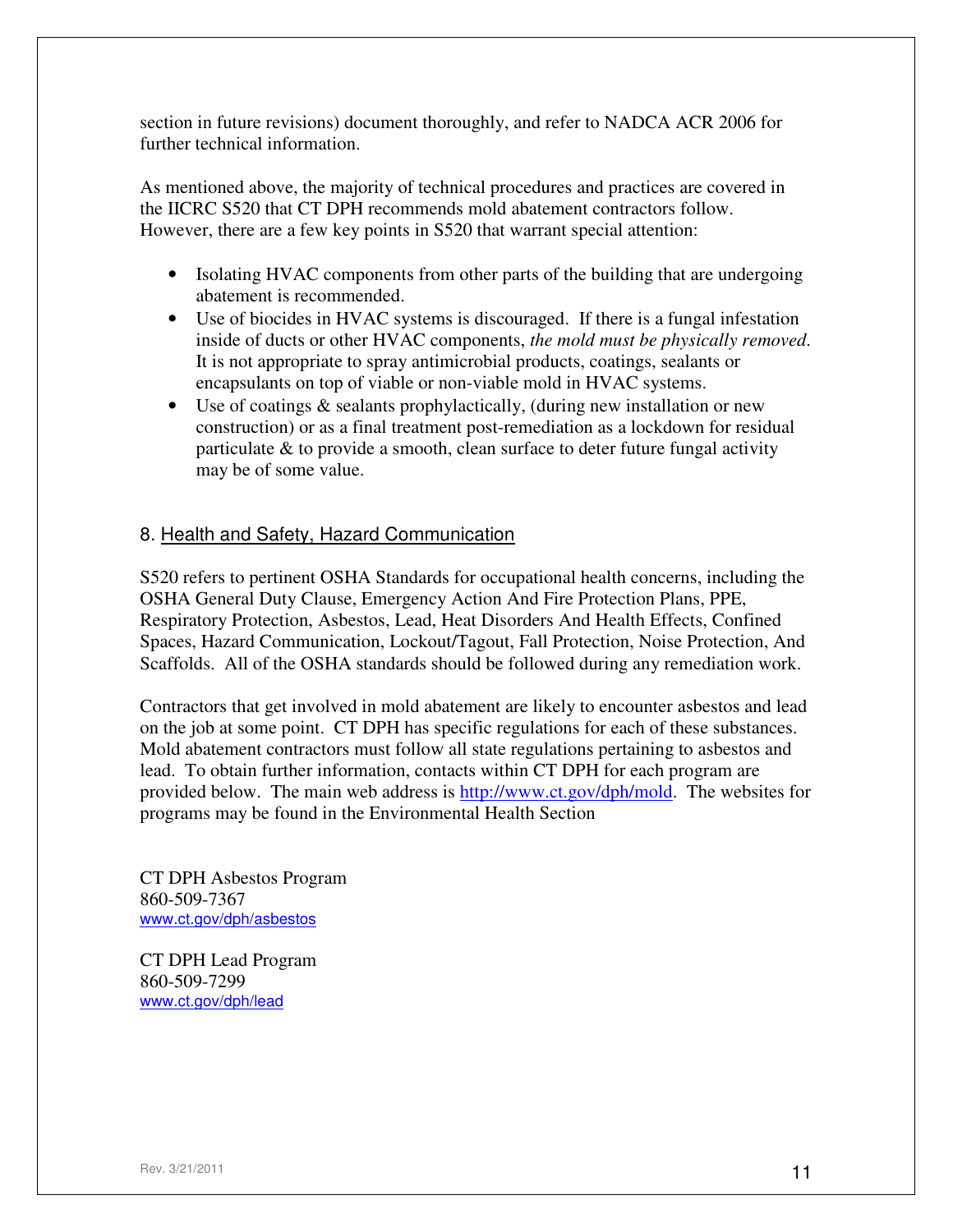section in future revisions) document thoroughly, and refer to NADCA ACR 2006 for further technical information.

As mentioned above, the majority of technical procedures and practices are covered in the IICRC S520 that CT DPH recommends mold abatement contractors follow. However, there are a few key points in S520 that warrant special attention:

- Isolating HVAC components from other parts of the building that are undergoing abatement is recommended.
- Use of biocides in HVAC systems is discouraged. If there is a fungal infestation inside of ducts or other HVAC components, *the mold must be physically removed*. It is not appropriate to spray antimicrobial products, coatings, sealants or encapsulants on top of viable or non-viable mold in HVAC systems.
- Use of coatings & sealants prophylactically, (during new installation or new construction) or as a final treatment post-remediation as a lockdown for residual particulate & to provide a smooth, clean surface to deter future fungal activity may be of some value.

## 8. Health and Safety, Hazard Communication

S520 refers to pertinent OSHA Standards for occupational health concerns, including the OSHA General Duty Clause, Emergency Action And Fire Protection Plans, PPE, Respiratory Protection, Asbestos, Lead, Heat Disorders And Health Effects, Confined Spaces, Hazard Communication, Lockout/Tagout, Fall Protection, Noise Protection, And Scaffolds. All of the OSHA standards should be followed during any remediation work.

Contractors that get involved in mold abatement are likely to encounter asbestos and lead on the job at some point. CT DPH has specific regulations for each of these substances. Mold abatement contractors must follow all state regulations pertaining to asbestos and lead. To obtain further information, contacts within CT DPH for each program are provided below. The main web address is http://www.ct.gov/dph/mold. The websites for programs may be found in the Environmental Health Section

CT DPH Asbestos Program
860-509-7367
www.ct.gov/dph/asbestos

CT DPH Lead Program
860-509-7299
www.ct.gov/dph/lead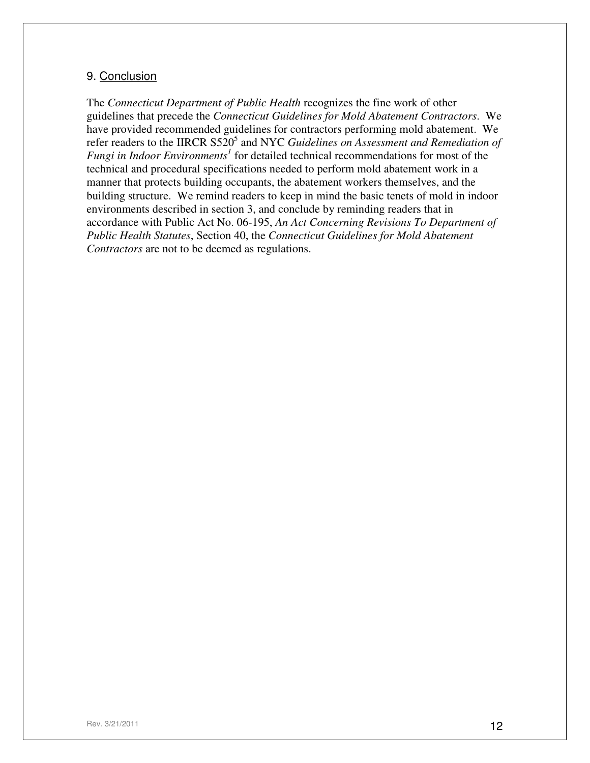## 9. Conclusion

The *Connecticut Department of Public Health* recognizes the fine work of other guidelines that precede the *Connecticut Guidelines for Mold Abatement Contractors*. We have provided recommended guidelines for contractors performing mold abatement. We refer readers to the IIRCR S520[5] and NYC *Guidelines on Assessment and Remediation of Fungi in Indoor Environments*[1] for detailed technical recommendations for most of the technical and procedural specifications needed to perform mold abatement work in a manner that protects building occupants, the abatement workers themselves, and the building structure. We remind readers to keep in mind the basic tenets of mold in indoor environments described in section 3, and conclude by reminding readers that in accordance with Public Act No. 06-195, *An Act Concerning Revisions To Department of Public Health Statutes*, Section 40, the *Connecticut Guidelines for Mold Abatement Contractors* are not to be deemed as regulations.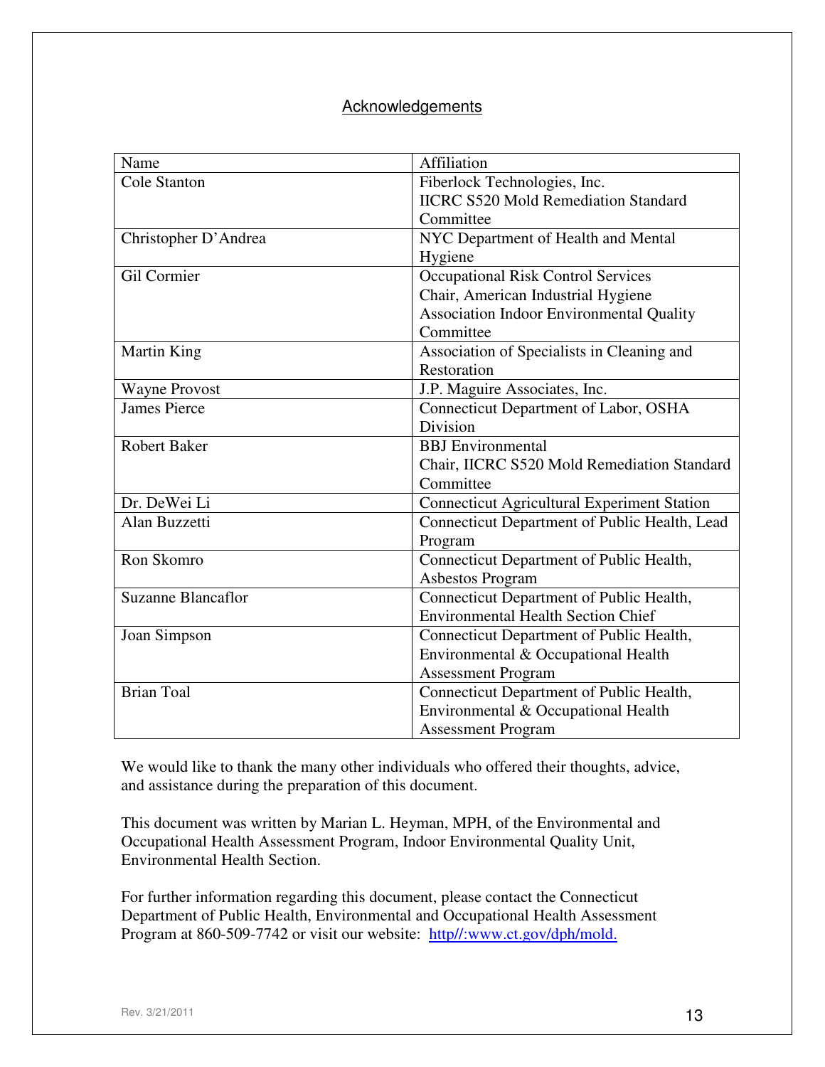## Acknowledgements

| Name | Affiliation |
| --- | --- |
| Cole Stanton | Fiberlock Technologies, Inc. IICRC S520 Mold Remediation Standard Committee |
| Christopher D'Andrea | NYC Department of Health and Mental Hygiene |
| Gil Cormier | Occupational Risk Control Services Chair, American Industrial Hygiene Association Indoor Environmental Quality Committee |
| Martin King | Association of Specialists in Cleaning and Restoration |
| Wayne Provost | J.P. Maguire Associates, Inc. |
| James Pierce | Connecticut Department of Labor, OSHA Division |
| Robert Baker | BBJ Environmental Chair, IICRC S520 Mold Remediation Standard Committee |
| Dr. DeWei Li | Connecticut Agricultural Experiment Station |
| Alan Buzzetti | Connecticut Department of Public Health, Lead Program |
| Ron Skomro | Connecticut Department of Public Health, Asbestos Program |
| Suzanne Blancaflor | Connecticut Department of Public Health, Environmental Health Section Chief |
| Joan Simpson | Connecticut Department of Public Health, Environmental & Occupational Health Assessment Program |
| Brian Toal | Connecticut Department of Public Health, Environmental & Occupational Health Assessment Program |

We would like to thank the many other individuals who offered their thoughts, advice, and assistance during the preparation of this document.

This document was written by Marian L. Heyman, MPH, of the Environmental and Occupational Health Assessment Program, Indoor Environmental Quality Unit, Environmental Health Section.

For further information regarding this document, please contact the Connecticut Department of Public Health, Environmental and Occupational Health Assessment Program at 860-509-7742 or visit our website: http//:www.ct.gov/dph/mold.

Rev. 3/21/2011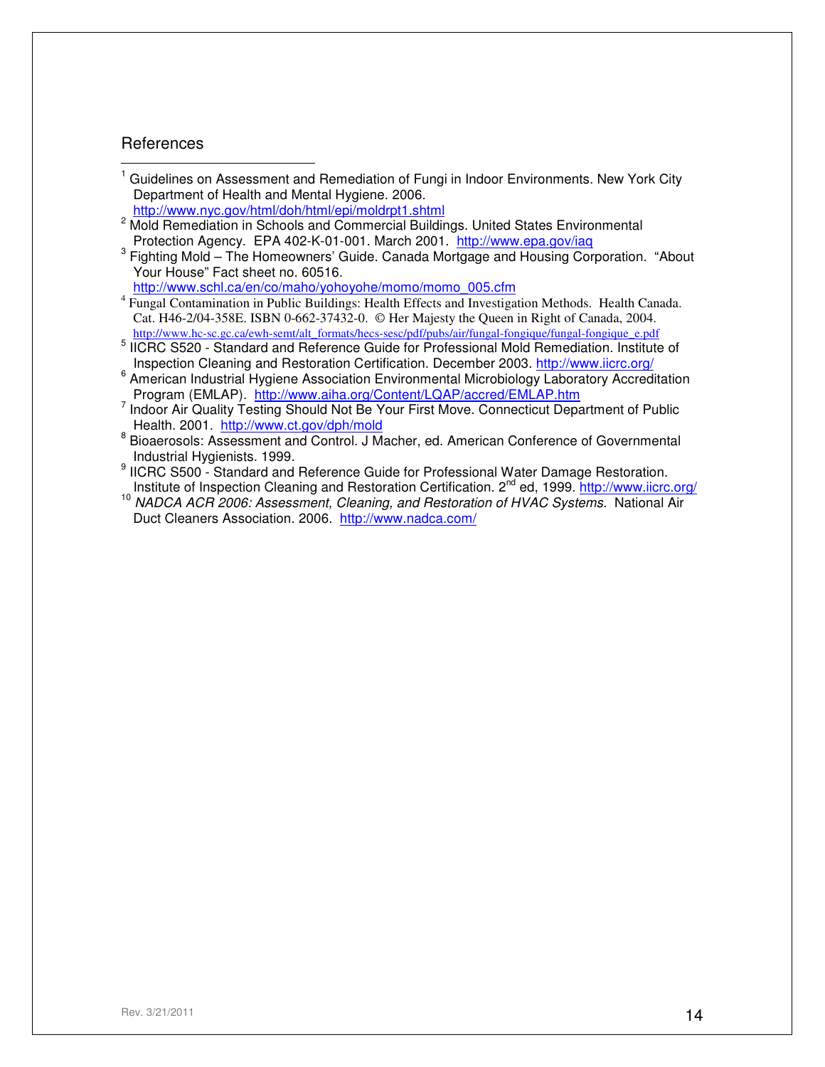## References

[1] Guidelines on Assessment and Remediation of Fungi in Indoor Environments. New York City Department of Health and Mental Hygiene. 2006. http://www.nyc.gov/html/doh/html/epi/moldrpt1.shtml

[2] Mold Remediation in Schools and Commercial Buildings. United States Environmental Protection Agency. EPA 402-K-01-001. March 2001. http://www.epa.gov/iaq

[3] Fighting Mold – The Homeowners' Guide. Canada Mortgage and Housing Corporation. "About Your House" Fact sheet no. 60516. http://www.schl.ca/en/co/maho/yohoyohe/momo/momo_005.cfm

[4] Fungal Contamination in Public Buildings: Health Effects and Investigation Methods. Health Canada. Cat. H46-2/04-358E. ISBN 0-662-37432-0. © Her Majesty the Queen in Right of Canada, 2004. http://www.hc-sc.gc.ca/ewh-semt/alt_formats/hecs-sesc/pdf/pubs/air/fungal-fongique/fungal-fongique_e.pdf

[5] IICRC S520 - Standard and Reference Guide for Professional Mold Remediation. Institute of Inspection Cleaning and Restoration Certification. December 2003. http://www.iicrc.org/

[6] American Industrial Hygiene Association Environmental Microbiology Laboratory Accreditation Program (EMLAP). http://www.aiha.org/Content/LQAP/accred/EMLAP.htm

[7] Indoor Air Quality Testing Should Not Be Your First Move. Connecticut Department of Public Health. 2001. http://www.ct.gov/dph/mold

[8] Bioaerosols: Assessment and Control. J Macher, ed. American Conference of Governmental Industrial Hygienists. 1999.

[9] IICRC S500 - Standard and Reference Guide for Professional Water Damage Restoration. Institute of Inspection Cleaning and Restoration Certification. 2nd ed, 1999. http://www.iicrc.org/

[10] *NADCA ACR 2006: Assessment, Cleaning, and Restoration of HVAC Systems.* National Air Duct Cleaners Association. 2006. http://www.nadca.com/